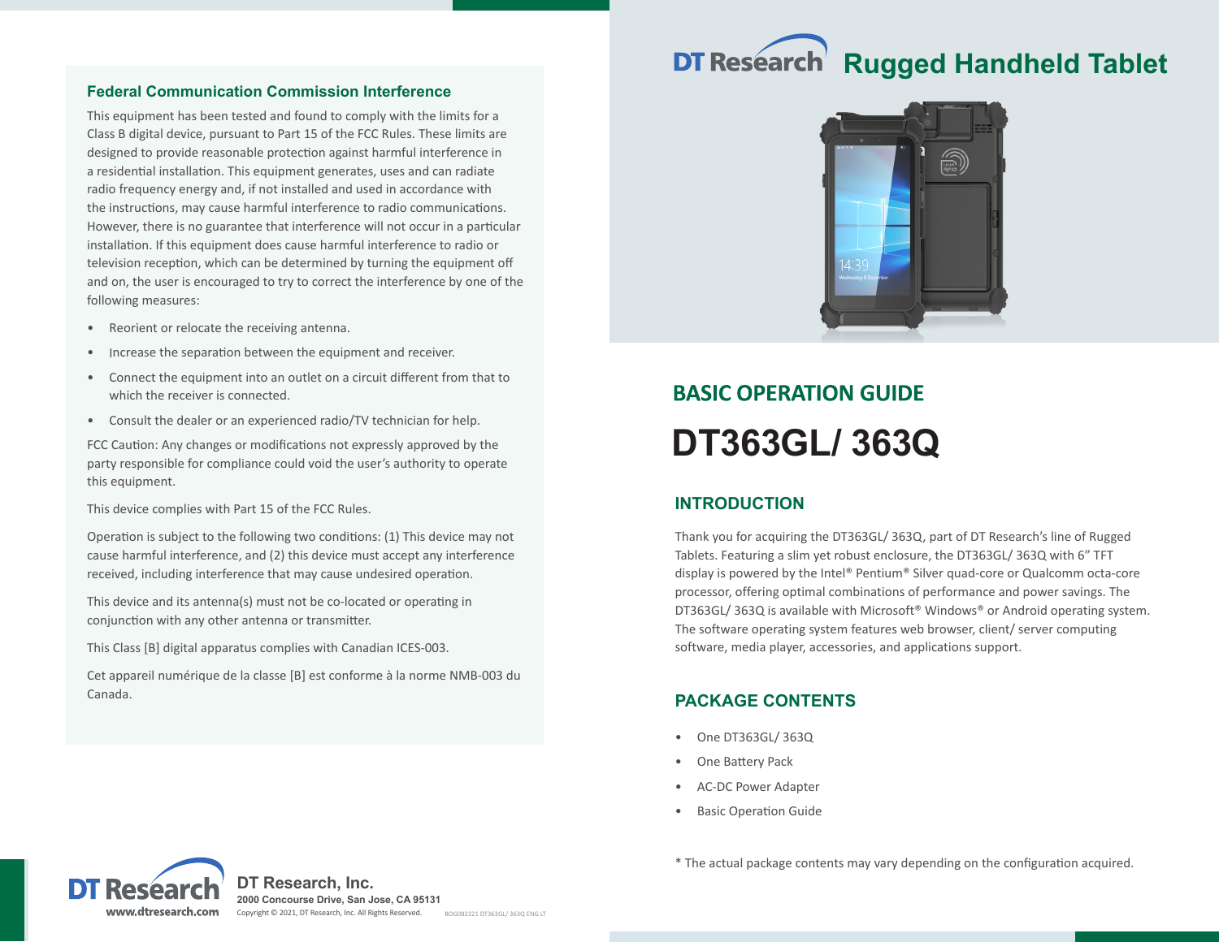# DT Research Rugged Handheld Tablet

## BASIC OPERATION GUIDE

# DT363GL/ 363Q

## INTRODUCTION

Thank you for acquiring the DT363GL/ 363Q, part of DT Research's line of Rugged Tablets. Featuring a slim yet robust enclosure, the DT363GL/ 363Q with 6" TFT display is powered by the Intel® Pentium® Silver quad-core or Qualcomm octa-core processor, offering optimal combinations of performance and power savings. The DT363GL/ 363Q is available with Microsoft® Windows® or Android operating system. The software operating system features web browser, client/ server computing software, media player, accessories, and applications support.

## PACKAGE CONTENTS

- One DT363GL/ 363Q
- One Battery Pack
- AC-DC Power Adapter
- Basic Operation Guide

\* The actual package contents may vary depending on the configuration acquired.

## Federal Communication Commission Interference

This equipment has been tested and found to comply with the limits for a Class B digital device, pursuant to Part 15 of the FCC Rules. These limits are designed to provide reasonable protection against harmful interference in a residential installation. This equipment generates, uses and can radiate radio frequency energy and, if not installed and used in accordance with the instructions, may cause harmful interference to radio communications. However, there is no guarantee that interference will not occur in a particular installation. If this equipment does cause harmful interference to radio or television reception, which can be determined by turning the equipment off and on, the user is encouraged to try to correct the interference by one of the following measures:

- Reorient or relocate the receiving antenna.
- Increase the separation between the equipment and receiver.
- Connect the equipment into an outlet on a circuit different from that to which the receiver is connected.
- Consult the dealer or an experienced radio/TV technician for help.

FCC Caution: Any changes or modifications not expressly approved by the party responsible for compliance could void the user's authority to operate this equipment.

This device complies with Part 15 of the FCC Rules.

Operation is subject to the following two conditions: (1) This device may not cause harmful interference, and (2) this device must accept any interference received, including interference that may cause undesired operation.

This device and its antenna(s) must not be co-located or operating in conjunction with any other antenna or transmitter.

This Class [B] digital apparatus complies with Canadian ICES-003.

Cet appareil numérique de la classe [B] est conforme à la norme NMB-003 du Canada.

DT Research
www.dtresearch.com

**DT Research, Inc.**
**2000 Concourse Drive, San Jose, CA 95131**
Copyright © 2021, DT Research, Inc. All Rights Reserved.

BOG082321 DT363GL/ 363Q ENG LT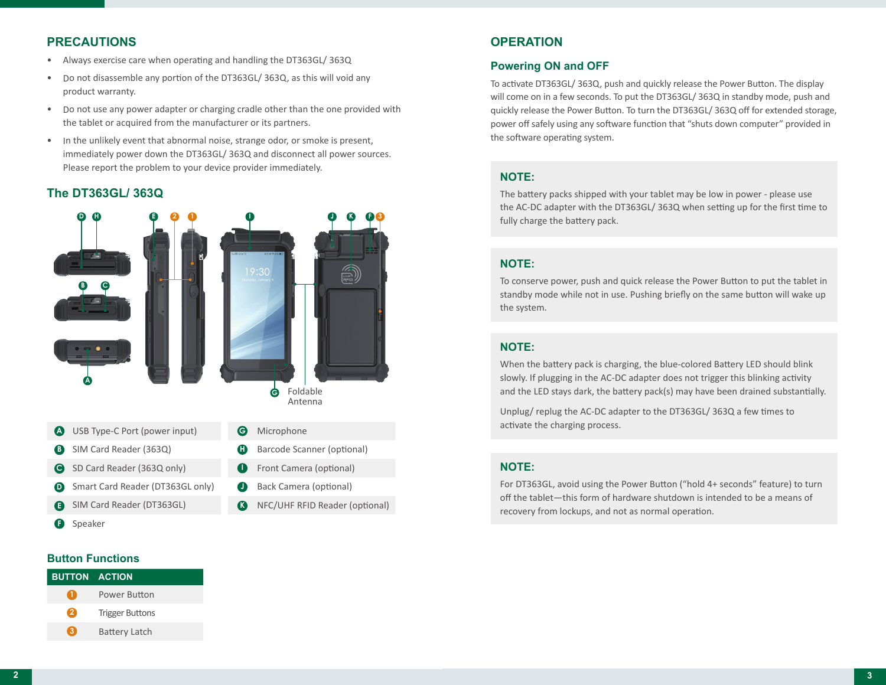## PRECAUTIONS

- Always exercise care when operating and handling the DT363GL/ 363Q
- Do not disassemble any portion of the DT363GL/ 363Q, as this will void any product warranty.
- Do not use any power adapter or charging cradle other than the one provided with the tablet or acquired from the manufacturer or its partners.
- In the unlikely event that abnormal noise, strange odor, or smoke is present, immediately power down the DT363GL/ 363Q and disconnect all power sources. Please report the problem to your device provider immediately.

## The DT363GL/ 363Q

Foldable Antenna

| | | | |
|---|---|---|---|
| A | USB Type-C Port (power input) | G | Microphone |
| B | SIM Card Reader (363Q) | H | Barcode Scanner (optional) |
| C | SD Card Reader (363Q only) | I | Front Camera (optional) |
| D | Smart Card Reader (DT363GL only) | J | Back Camera (optional) |
| E | SIM Card Reader (DT363GL) | K | NFC/UHF RFID Reader (optional) |
| F | Speaker | | |

## Button Functions

| BUTTON | ACTION |
|---|---|
| 1 | Power Button |
| 2 | Trigger Buttons |
| 3 | Battery Latch |

## OPERATION

### Powering ON and OFF

To activate DT363GL/ 363Q, push and quickly release the Power Button. The display will come on in a few seconds. To put the DT363GL/ 363Q in standby mode, push and quickly release the Power Button. To turn the DT363GL/ 363Q off for extended storage, power off safely using any software function that "shuts down computer" provided in the software operating system.

**NOTE:**

The battery packs shipped with your tablet may be low in power - please use the AC-DC adapter with the DT363GL/ 363Q when setting up for the first time to fully charge the battery pack.

**NOTE:**

To conserve power, push and quick release the Power Button to put the tablet in standby mode while not in use. Pushing briefly on the same button will wake up the system.

**NOTE:**

When the battery pack is charging, the blue-colored Battery LED should blink slowly. If plugging in the AC-DC adapter does not trigger this blinking activity and the LED stays dark, the battery pack(s) may have been drained substantially.

Unplug/ replug the AC-DC adapter to the DT363GL/ 363Q a few times to activate the charging process.

**NOTE:**

For DT363GL, avoid using the Power Button ("hold 4+ seconds" feature) to turn off the tablet—this form of hardware shutdown is intended to be a means of recovery from lockups, and not as normal operation.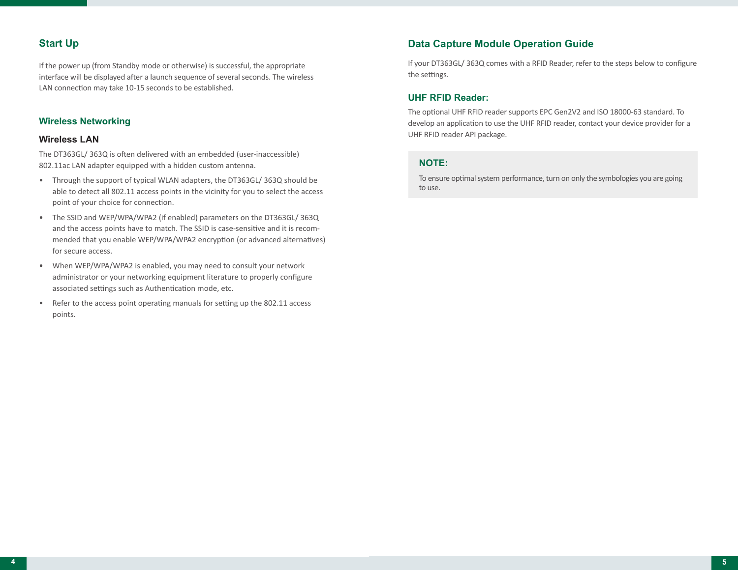## Start Up

If the power up (from Standby mode or otherwise) is successful, the appropriate interface will be displayed after a launch sequence of several seconds. The wireless LAN connection may take 10-15 seconds to be established.

## Wireless Networking

### Wireless LAN

The DT363GL/ 363Q is often delivered with an embedded (user-inaccessible) 802.11ac LAN adapter equipped with a hidden custom antenna.

- Through the support of typical WLAN adapters, the DT363GL/ 363Q should be able to detect all 802.11 access points in the vicinity for you to select the access point of your choice for connection.
- The SSID and WEP/WPA/WPA2 (if enabled) parameters on the DT363GL/ 363Q and the access points have to match. The SSID is case-sensitive and it is recommended that you enable WEP/WPA/WPA2 encryption (or advanced alternatives) for secure access.
- When WEP/WPA/WPA2 is enabled, you may need to consult your network administrator or your networking equipment literature to properly configure associated settings such as Authentication mode, etc.
- Refer to the access point operating manuals for setting up the 802.11 access points.

## Data Capture Module Operation Guide

If your DT363GL/ 363Q comes with a RFID Reader, refer to the steps below to configure the settings.

### UHF RFID Reader:

The optional UHF RFID reader supports EPC Gen2V2 and ISO 18000-63 standard. To develop an application to use the UHF RFID reader, contact your device provider for a UHF RFID reader API package.

**NOTE:**

To ensure optimal system performance, turn on only the symbologies you are going to use.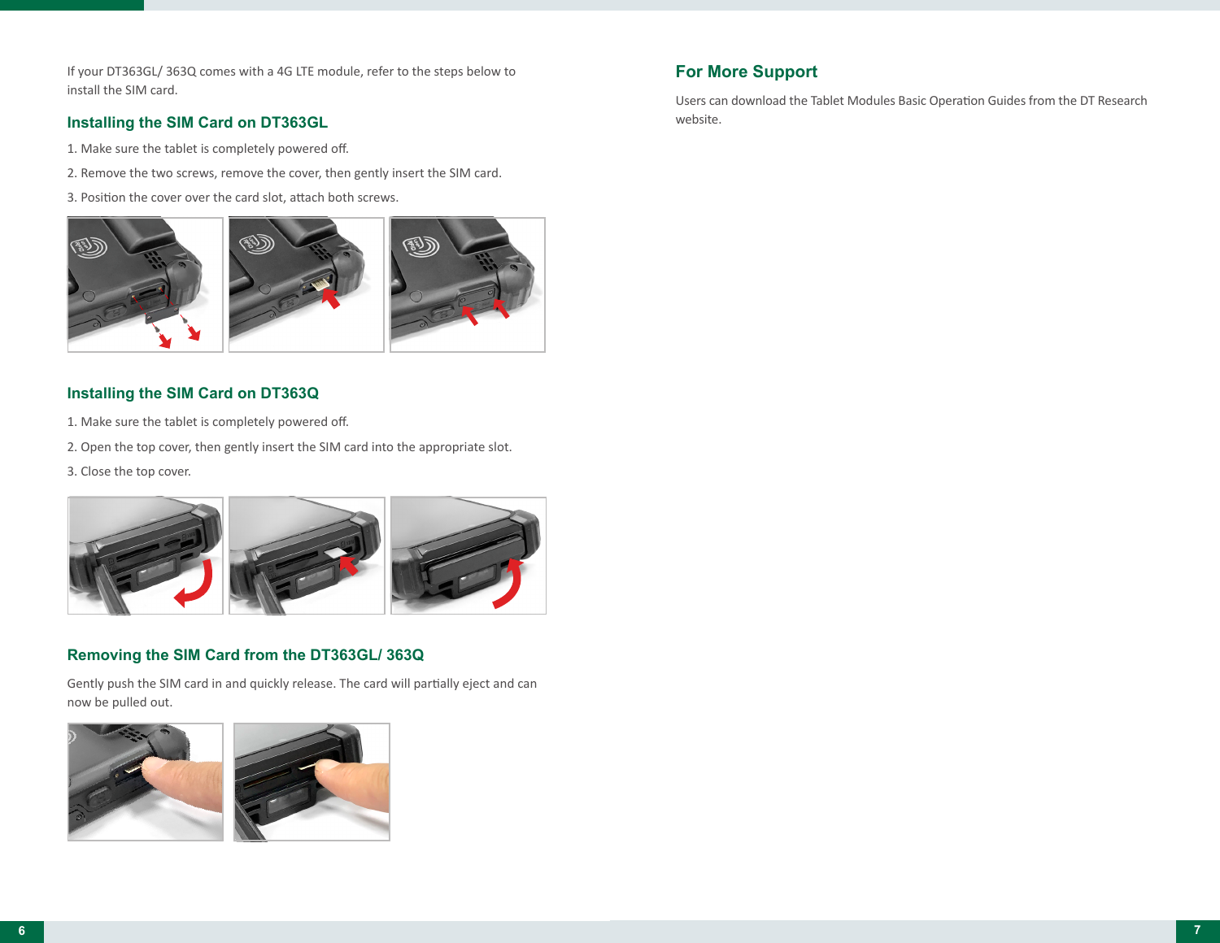If your DT363GL/ 363Q comes with a 4G LTE module, refer to the steps below to install the SIM card.

## Installing the SIM Card on DT363GL

1. Make sure the tablet is completely powered off.
2. Remove the two screws, remove the cover, then gently insert the SIM card.
3. Position the cover over the card slot, attach both screws.

## Installing the SIM Card on DT363Q

1. Make sure the tablet is completely powered off.
2. Open the top cover, then gently insert the SIM card into the appropriate slot.
3. Close the top cover.

## Removing the SIM Card from the DT363GL/ 363Q

Gently push the SIM card in and quickly release. The card will partially eject and can now be pulled out.

## For More Support

Users can download the Tablet Modules Basic Operation Guides from the DT Research website.